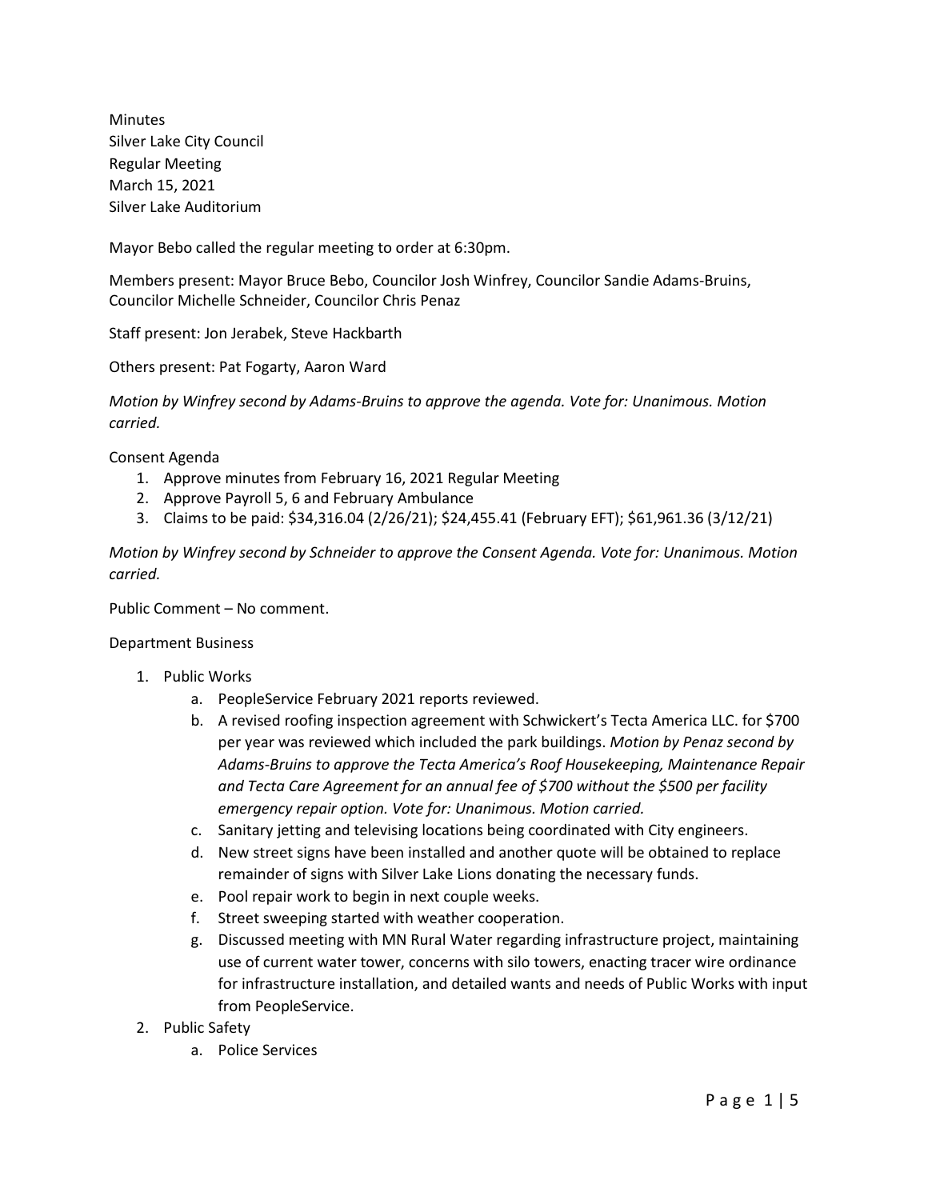Minutes
Silver Lake City Council
Regular Meeting
March 15, 2021
Silver Lake Auditorium

Mayor Bebo called the regular meeting to order at 6:30pm.

Members present: Mayor Bruce Bebo, Councilor Josh Winfrey, Councilor Sandie Adams-Bruins, Councilor Michelle Schneider, Councilor Chris Penaz

Staff present: Jon Jerabek, Steve Hackbarth

Others present: Pat Fogarty, Aaron Ward

*Motion by Winfrey second by Adams-Bruins to approve the agenda. Vote for: Unanimous. Motion carried.*

Consent Agenda

1. Approve minutes from February 16, 2021 Regular Meeting
2. Approve Payroll 5, 6 and February Ambulance
3. Claims to be paid: $34,316.04 (2/26/21); $24,455.41 (February EFT); $61,961.36 (3/12/21)

*Motion by Winfrey second by Schneider to approve the Consent Agenda. Vote for: Unanimous. Motion carried.*

Public Comment – No comment.

Department Business

1. Public Works
   a. PeopleService February 2021 reports reviewed.
   b. A revised roofing inspection agreement with Schwickert's Tecta America LLC. for $700 per year was reviewed which included the park buildings. *Motion by Penaz second by Adams-Bruins to approve the Tecta America's Roof Housekeeping, Maintenance Repair and Tecta Care Agreement for an annual fee of $700 without the $500 per facility emergency repair option. Vote for: Unanimous. Motion carried.*
   c. Sanitary jetting and televising locations being coordinated with City engineers.
   d. New street signs have been installed and another quote will be obtained to replace remainder of signs with Silver Lake Lions donating the necessary funds.
   e. Pool repair work to begin in next couple weeks.
   f. Street sweeping started with weather cooperation.
   g. Discussed meeting with MN Rural Water regarding infrastructure project, maintaining use of current water tower, concerns with silo towers, enacting tracer wire ordinance for infrastructure installation, and detailed wants and needs of Public Works with input from PeopleService.
2. Public Safety
   a. Police Services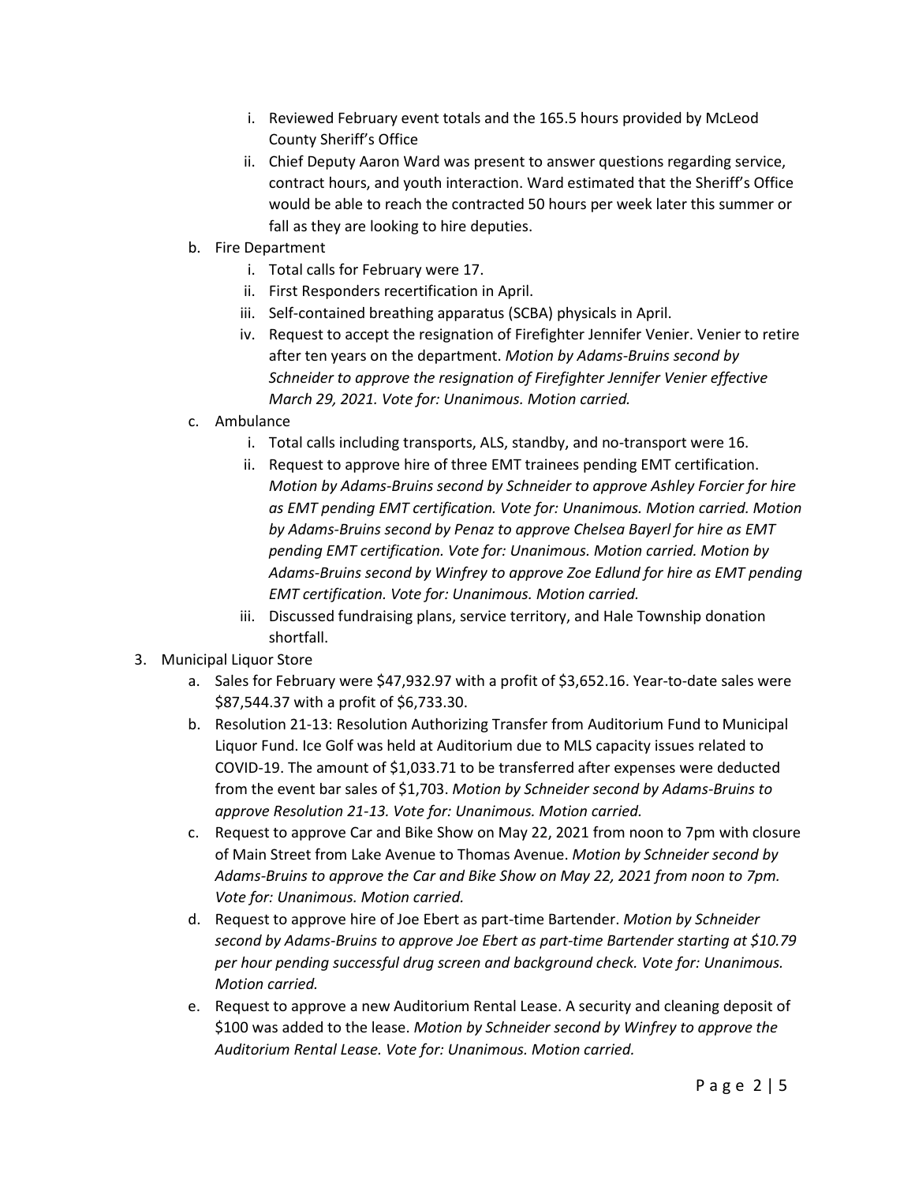i. Reviewed February event totals and the 165.5 hours provided by McLeod County Sheriff's Office
ii. Chief Deputy Aaron Ward was present to answer questions regarding service, contract hours, and youth interaction. Ward estimated that the Sheriff's Office would be able to reach the contracted 50 hours per week later this summer or fall as they are looking to hire deputies.

b. Fire Department
   i. Total calls for February were 17.
   ii. First Responders recertification in April.
   iii. Self-contained breathing apparatus (SCBA) physicals in April.
   iv. Request to accept the resignation of Firefighter Jennifer Venier. Venier to retire after ten years on the department. *Motion by Adams-Bruins second by Schneider to approve the resignation of Firefighter Jennifer Venier effective March 29, 2021. Vote for: Unanimous. Motion carried.*

c. Ambulance
   i. Total calls including transports, ALS, standby, and no-transport were 16.
   ii. Request to approve hire of three EMT trainees pending EMT certification. *Motion by Adams-Bruins second by Schneider to approve Ashley Forcier for hire as EMT pending EMT certification. Vote for: Unanimous. Motion carried. Motion by Adams-Bruins second by Penaz to approve Chelsea Bayerl for hire as EMT pending EMT certification. Vote for: Unanimous. Motion carried. Motion by Adams-Bruins second by Winfrey to approve Zoe Edlund for hire as EMT pending EMT certification. Vote for: Unanimous. Motion carried.*
   iii. Discussed fundraising plans, service territory, and Hale Township donation shortfall.

3. Municipal Liquor Store
   a. Sales for February were $47,932.97 with a profit of $3,652.16. Year-to-date sales were $87,544.37 with a profit of $6,733.30.
   b. Resolution 21-13: Resolution Authorizing Transfer from Auditorium Fund to Municipal Liquor Fund. Ice Golf was held at Auditorium due to MLS capacity issues related to COVID-19. The amount of $1,033.71 to be transferred after expenses were deducted from the event bar sales of $1,703. *Motion by Schneider second by Adams-Bruins to approve Resolution 21-13. Vote for: Unanimous. Motion carried.*
   c. Request to approve Car and Bike Show on May 22, 2021 from noon to 7pm with closure of Main Street from Lake Avenue to Thomas Avenue. *Motion by Schneider second by Adams-Bruins to approve the Car and Bike Show on May 22, 2021 from noon to 7pm. Vote for: Unanimous. Motion carried.*
   d. Request to approve hire of Joe Ebert as part-time Bartender. *Motion by Schneider second by Adams-Bruins to approve Joe Ebert as part-time Bartender starting at $10.79 per hour pending successful drug screen and background check. Vote for: Unanimous. Motion carried.*
   e. Request to approve a new Auditorium Rental Lease. A security and cleaning deposit of $100 was added to the lease. *Motion by Schneider second by Winfrey to approve the Auditorium Rental Lease. Vote for: Unanimous. Motion carried.*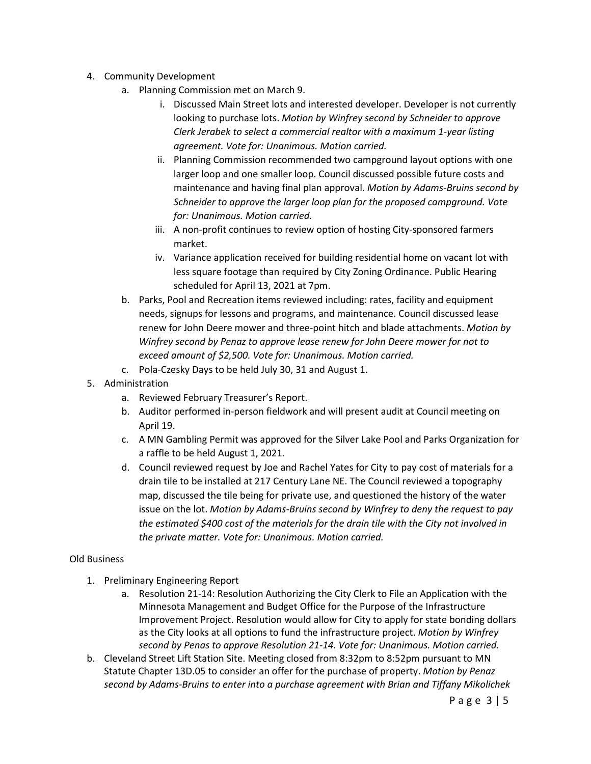4. Community Development
    a. Planning Commission met on March 9.
        i. Discussed Main Street lots and interested developer. Developer is not currently looking to purchase lots. *Motion by Winfrey second by Schneider to approve Clerk Jerabek to select a commercial realtor with a maximum 1-year listing agreement. Vote for: Unanimous. Motion carried.*
        ii. Planning Commission recommended two campground layout options with one larger loop and one smaller loop. Council discussed possible future costs and maintenance and having final plan approval. *Motion by Adams-Bruins second by Schneider to approve the larger loop plan for the proposed campground. Vote for: Unanimous. Motion carried.*
        iii. A non-profit continues to review option of hosting City-sponsored farmers market.
        iv. Variance application received for building residential home on vacant lot with less square footage than required by City Zoning Ordinance. Public Hearing scheduled for April 13, 2021 at 7pm.
    b. Parks, Pool and Recreation items reviewed including: rates, facility and equipment needs, signups for lessons and programs, and maintenance. Council discussed lease renew for John Deere mower and three-point hitch and blade attachments. *Motion by Winfrey second by Penaz to approve lease renew for John Deere mower for not to exceed amount of $2,500. Vote for: Unanimous. Motion carried.*
    c. Pola-Czesky Days to be held July 30, 31 and August 1.
5. Administration
    a. Reviewed February Treasurer's Report.
    b. Auditor performed in-person fieldwork and will present audit at Council meeting on April 19.
    c. A MN Gambling Permit was approved for the Silver Lake Pool and Parks Organization for a raffle to be held August 1, 2021.
    d. Council reviewed request by Joe and Rachel Yates for City to pay cost of materials for a drain tile to be installed at 217 Century Lane NE. The Council reviewed a topography map, discussed the tile being for private use, and questioned the history of the water issue on the lot. *Motion by Adams-Bruins second by Winfrey to deny the request to pay the estimated $400 cost of the materials for the drain tile with the City not involved in the private matter. Vote for: Unanimous. Motion carried.*

Old Business

1. Preliminary Engineering Report
    a. Resolution 21-14: Resolution Authorizing the City Clerk to File an Application with the Minnesota Management and Budget Office for the Purpose of the Infrastructure Improvement Project. Resolution would allow for City to apply for state bonding dollars as the City looks at all options to fund the infrastructure project. *Motion by Winfrey second by Penas to approve Resolution 21-14. Vote for: Unanimous. Motion carried.*

b. Cleveland Street Lift Station Site. Meeting closed from 8:32pm to 8:52pm pursuant to MN Statute Chapter 13D.05 to consider an offer for the purchase of property. *Motion by Penaz second by Adams-Bruins to enter into a purchase agreement with Brian and Tiffany Mikolichek*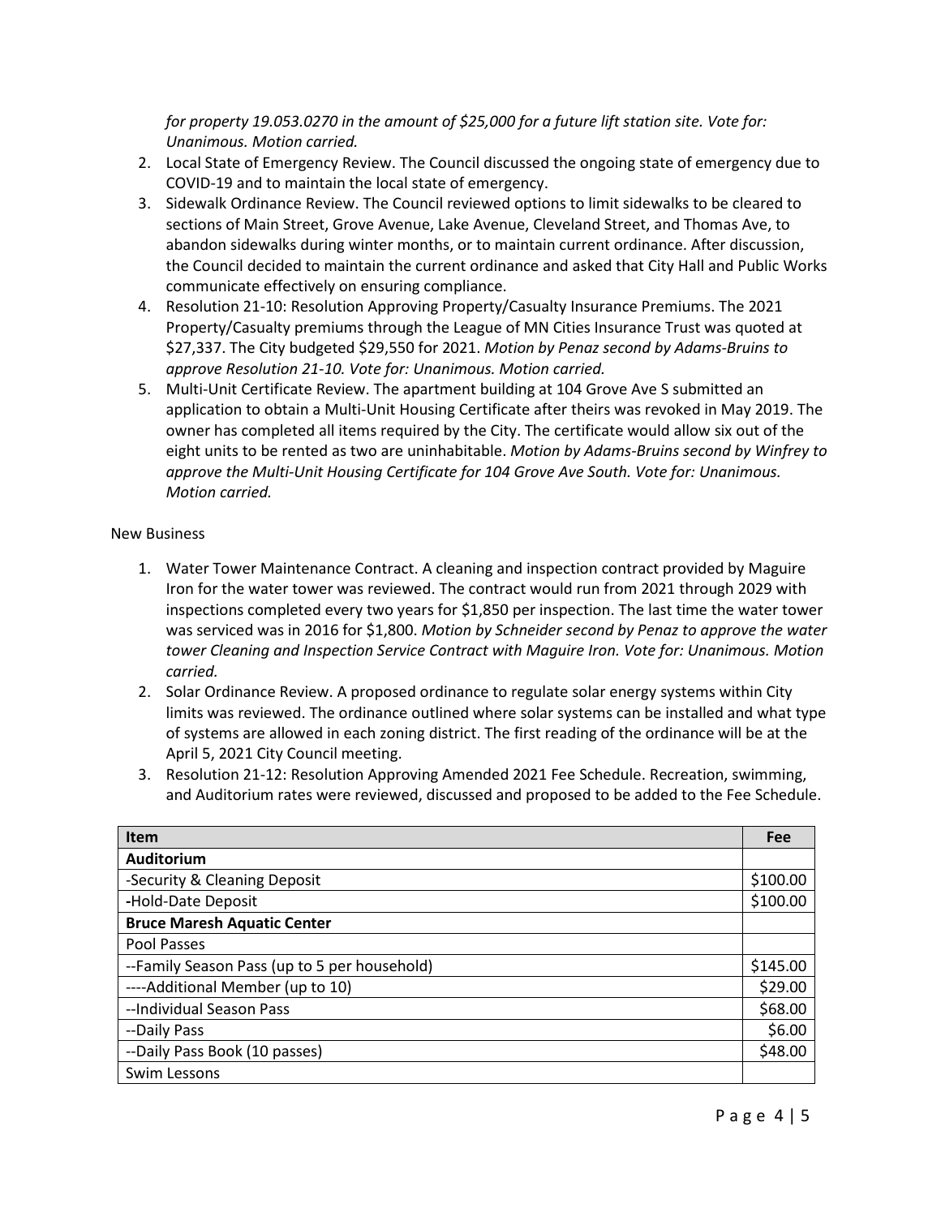*for property 19.053.0270 in the amount of $25,000 for a future lift station site. Vote for: Unanimous. Motion carried.*

2. Local State of Emergency Review. The Council discussed the ongoing state of emergency due to COVID-19 and to maintain the local state of emergency.
3. Sidewalk Ordinance Review. The Council reviewed options to limit sidewalks to be cleared to sections of Main Street, Grove Avenue, Lake Avenue, Cleveland Street, and Thomas Ave, to abandon sidewalks during winter months, or to maintain current ordinance. After discussion, the Council decided to maintain the current ordinance and asked that City Hall and Public Works communicate effectively on ensuring compliance.
4. Resolution 21-10: Resolution Approving Property/Casualty Insurance Premiums. The 2021 Property/Casualty premiums through the League of MN Cities Insurance Trust was quoted at $27,337. The City budgeted $29,550 for 2021. *Motion by Penaz second by Adams-Bruins to approve Resolution 21-10. Vote for: Unanimous. Motion carried.*
5. Multi-Unit Certificate Review. The apartment building at 104 Grove Ave S submitted an application to obtain a Multi-Unit Housing Certificate after theirs was revoked in May 2019. The owner has completed all items required by the City. The certificate would allow six out of the eight units to be rented as two are uninhabitable. *Motion by Adams-Bruins second by Winfrey to approve the Multi-Unit Housing Certificate for 104 Grove Ave South. Vote for: Unanimous. Motion carried.*

New Business

1. Water Tower Maintenance Contract. A cleaning and inspection contract provided by Maguire Iron for the water tower was reviewed. The contract would run from 2021 through 2029 with inspections completed every two years for $1,850 per inspection. The last time the water tower was serviced was in 2016 for $1,800. *Motion by Schneider second by Penaz to approve the water tower Cleaning and Inspection Service Contract with Maguire Iron. Vote for: Unanimous. Motion carried.*
2. Solar Ordinance Review. A proposed ordinance to regulate solar energy systems within City limits was reviewed. The ordinance outlined where solar systems can be installed and what type of systems are allowed in each zoning district. The first reading of the ordinance will be at the April 5, 2021 City Council meeting.
3. Resolution 21-12: Resolution Approving Amended 2021 Fee Schedule. Recreation, swimming, and Auditorium rates were reviewed, discussed and proposed to be added to the Fee Schedule.

| Item | Fee |
|---|---|
| **Auditorium** | |
| -Security & Cleaning Deposit | $100.00 |
| -Hold-Date Deposit | $100.00 |
| **Bruce Maresh Aquatic Center** | |
| Pool Passes | |
| --Family Season Pass (up to 5 per household) | $145.00 |
| ----Additional Member (up to 10) | $29.00 |
| --Individual Season Pass | $68.00 |
| --Daily Pass | $6.00 |
| --Daily Pass Book (10 passes) | $48.00 |
| Swim Lessons | |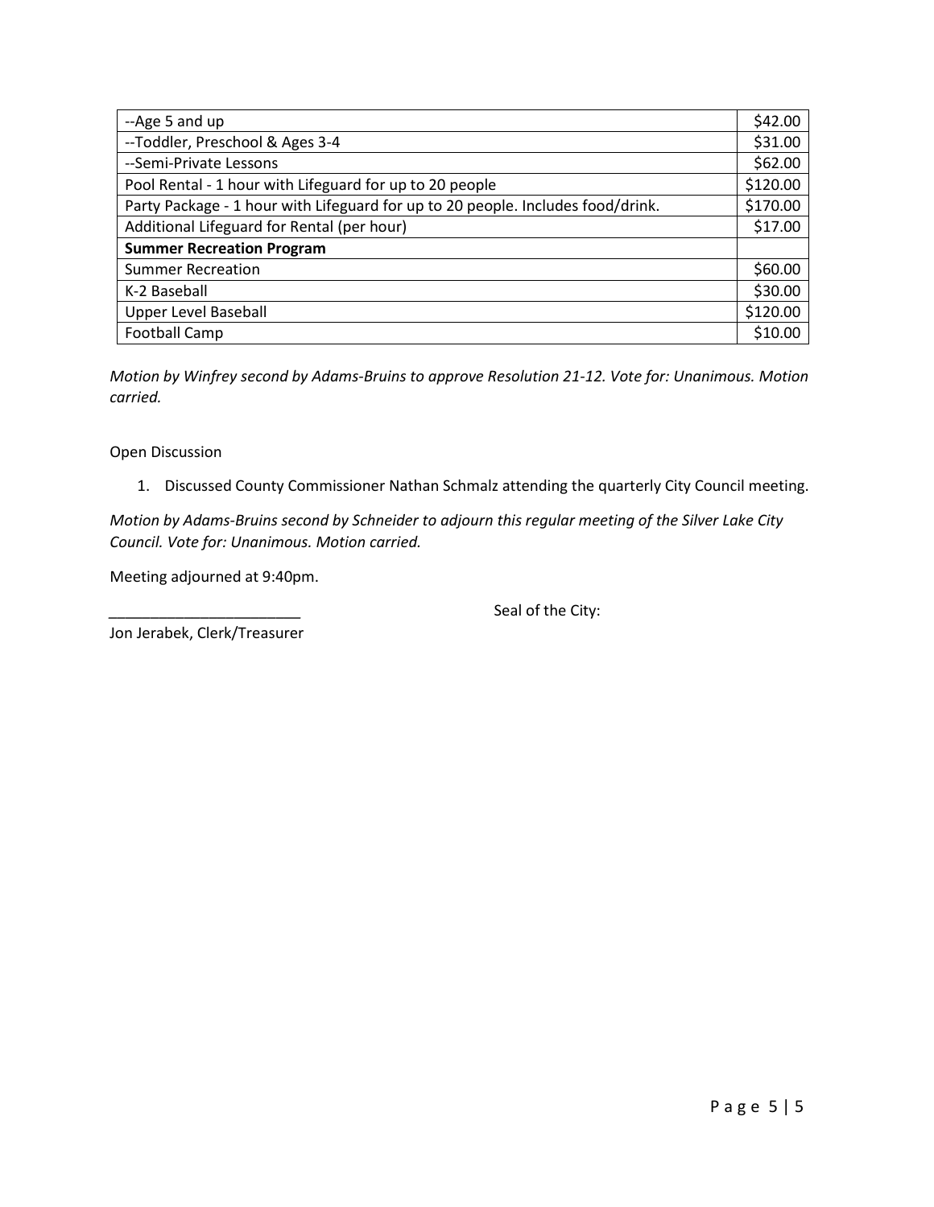| --Age 5 and up | $42.00 |
|---|---|
| --Toddler, Preschool & Ages 3-4 | $31.00 |
| --Semi-Private Lessons | $62.00 |
| Pool Rental - 1 hour with Lifeguard for up to 20 people | $120.00 |
| Party Package - 1 hour with Lifeguard for up to 20 people. Includes food/drink. | $170.00 |
| Additional Lifeguard for Rental (per hour) | $17.00 |
| **Summer Recreation Program** | |
| Summer Recreation | $60.00 |
| K-2 Baseball | $30.00 |
| Upper Level Baseball | $120.00 |
| Football Camp | $10.00 |

*Motion by Winfrey second by Adams-Bruins to approve Resolution 21-12. Vote for: Unanimous. Motion carried.*

Open Discussion

1. Discussed County Commissioner Nathan Schmalz attending the quarterly City Council meeting.

*Motion by Adams-Bruins second by Schneider to adjourn this regular meeting of the Silver Lake City Council. Vote for: Unanimous. Motion carried.*

Meeting adjourned at 9:40pm.

_______________________ Seal of the City:

Jon Jerabek, Clerk/Treasurer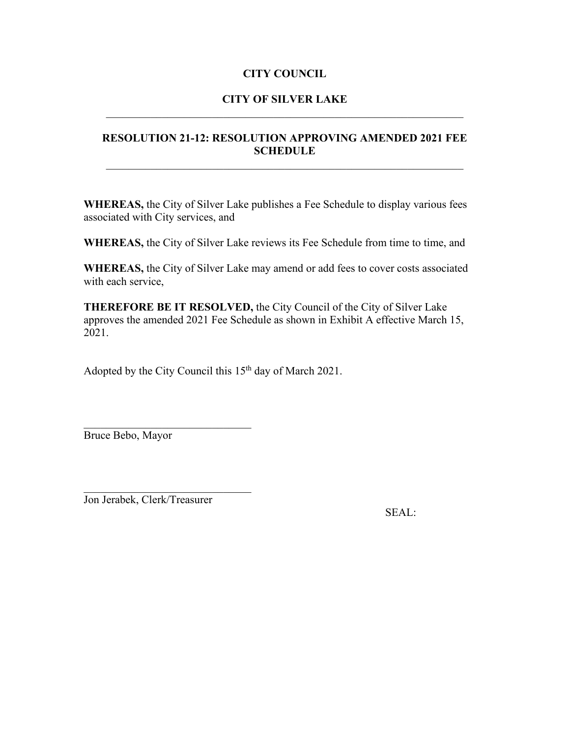**CITY COUNCIL**

**CITY OF SILVER LAKE**

---

**RESOLUTION 21-12: RESOLUTION APPROVING AMENDED 2021 FEE SCHEDULE**

---

**WHEREAS,** the City of Silver Lake publishes a Fee Schedule to display various fees associated with City services, and

**WHEREAS,** the City of Silver Lake reviews its Fee Schedule from time to time, and

**WHEREAS,** the City of Silver Lake may amend or add fees to cover costs associated with each service,

**THEREFORE BE IT RESOLVED,** the City Council of the City of Silver Lake approves the amended 2021 Fee Schedule as shown in Exhibit A effective March 15, 2021.

Adopted by the City Council this 15th day of March 2021.

\_\_\_\_\_\_\_\_\_\_\_\_\_\_\_\_\_\_\_\_\_\_\_\_\_\_\_\_\_\_
Bruce Bebo, Mayor

\_\_\_\_\_\_\_\_\_\_\_\_\_\_\_\_\_\_\_\_\_\_\_\_\_\_\_\_\_\_
Jon Jerabek, Clerk/Treasurer

SEAL: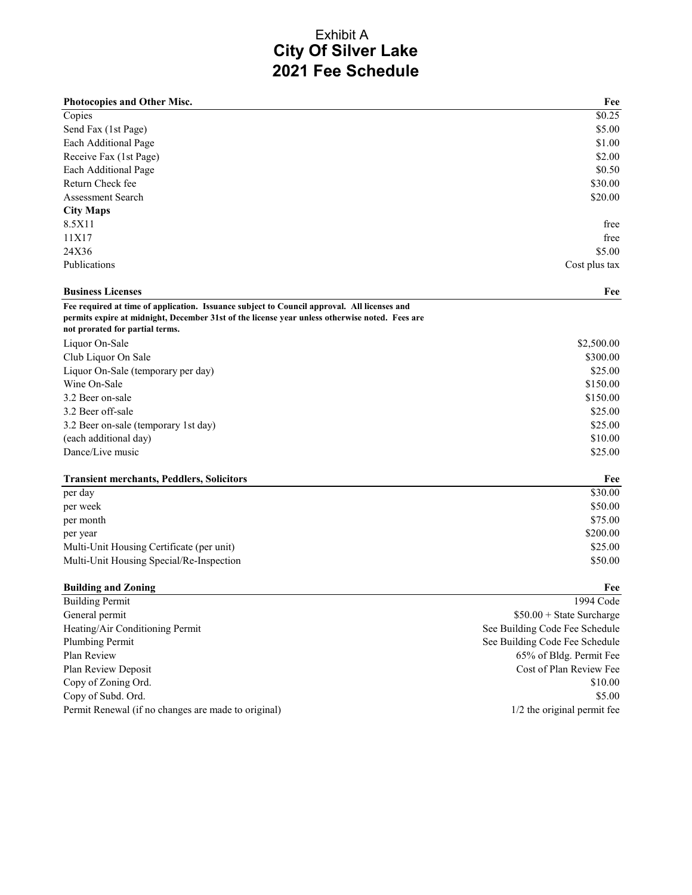Exhibit A

# City Of Silver Lake

# 2021 Fee Schedule

| Photocopies and Other Misc. | Fee |
|---|---|
| Copies | $0.25 |
| Send Fax (1st Page) | $5.00 |
| Each Additional Page | $1.00 |
| Receive Fax (1st Page) | $2.00 |
| Each Additional Page | $0.50 |
| Return Check fee | $30.00 |
| Assessment Search | $20.00 |
| **City Maps** | |
| 8.5X11 | free |
| 11X17 | free |
| 24X36 | $5.00 |
| Publications | Cost plus tax |

| Business Licenses | Fee |
|---|---|
| **Fee required at time of application. Issuance subject to Council approval. All licenses and permits expire at midnight, December 31st of the license year unless otherwise noted. Fees are not prorated for partial terms.** | |
| Liquor On-Sale | $2,500.00 |
| Club Liquor On Sale | $300.00 |
| Liquor On-Sale (temporary per day) | $25.00 |
| Wine On-Sale | $150.00 |
| 3.2 Beer on-sale | $150.00 |
| 3.2 Beer off-sale | $25.00 |
| 3.2 Beer on-sale (temporary 1st day) | $25.00 |
| (each additional day) | $10.00 |
| Dance/Live music | $25.00 |

| Transient merchants, Peddlers, Solicitors | Fee |
|---|---|
| per day | $30.00 |
| per week | $50.00 |
| per month | $75.00 |
| per year | $200.00 |
| Multi-Unit Housing Certificate (per unit) | $25.00 |
| Multi-Unit Housing Special/Re-Inspection | $50.00 |

| Building and Zoning | Fee |
|---|---|
| Building Permit | 1994 Code |
| General permit | $50.00 + State Surcharge |
| Heating/Air Conditioning Permit | See Building Code Fee Schedule |
| Plumbing Permit | See Building Code Fee Schedule |
| Plan Review | 65% of Bldg. Permit Fee |
| Plan Review Deposit | Cost of Plan Review Fee |
| Copy of Zoning Ord. | $10.00 |
| Copy of Subd. Ord. | $5.00 |
| Permit Renewal (if no changes are made to original) | 1/2 the original permit fee |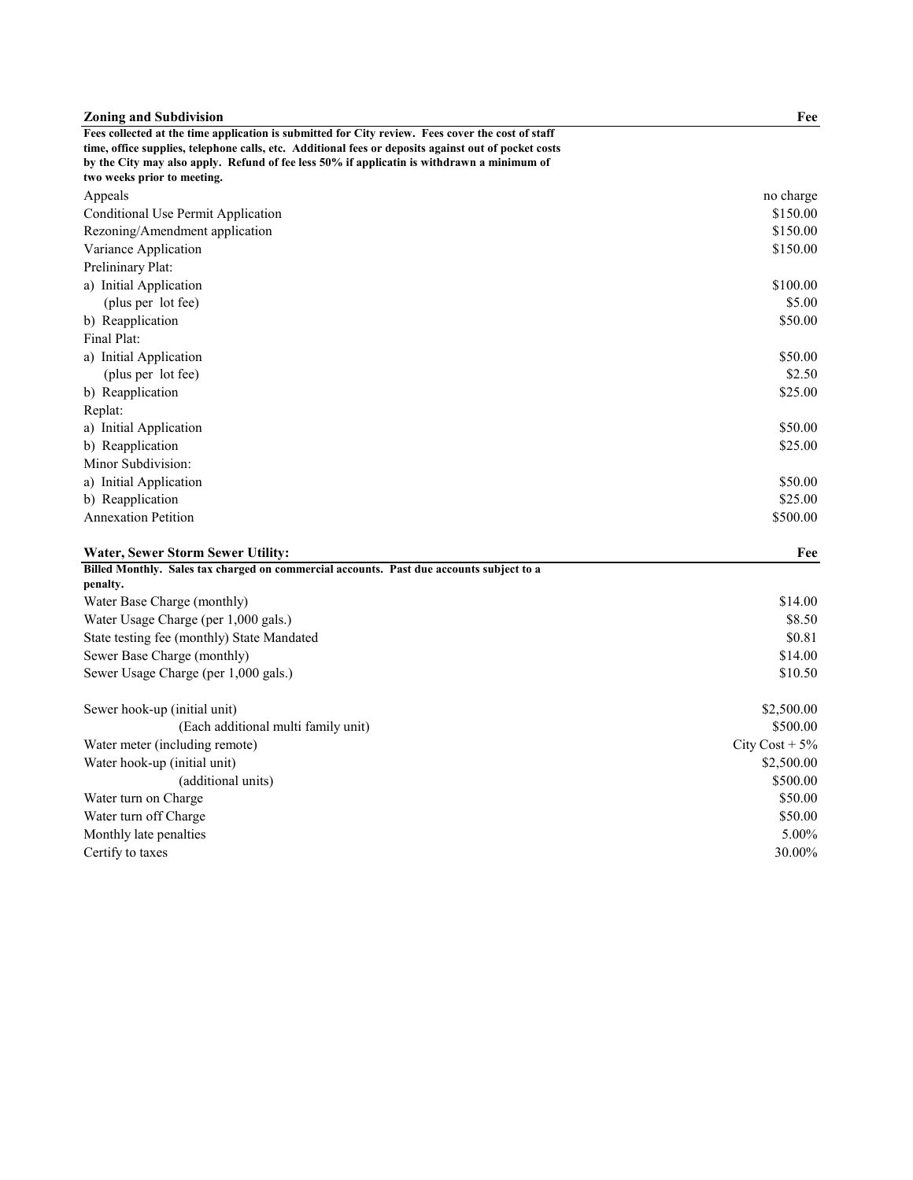| **Zoning and Subdivision** | **Fee** |
|---|---|
| **Fees collected at the time application is submitted for City review. Fees cover the cost of staff time, office supplies, telephone calls, etc. Additional fees or deposits against out of pocket costs by the City may also apply. Refund of fee less 50% if applicatin is withdrawn a minimum of two weeks prior to meeting.** | |
| Appeals | no charge |
| Conditional Use Permit Application | $150.00 |
| Rezoning/Amendment application | $150.00 |
| Variance Application | $150.00 |
| Preleninary Plat: | |
| a) Initial Application | $100.00 |
| (plus per lot fee) | $5.00 |
| b) Reapplication | $50.00 |
| Final Plat: | |
| a) Initial Application | $50.00 |
| (plus per lot fee) | $2.50 |
| b) Reapplication | $25.00 |
| Replat: | |
| a) Initial Application | $50.00 |
| b) Reapplication | $25.00 |
| Minor Subdivision: | |
| a) Initial Application | $50.00 |
| b) Reapplication | $25.00 |
| Annexation Petition | $500.00 |

| **Water, Sewer Storm Sewer Utility:** | **Fee** |
|---|---|
| **Billed Monthly. Sales tax charged on commercial accounts. Past due accounts subject to a penalty.** | |
| Water Base Charge (monthly) | $14.00 |
| Water Usage Charge (per 1,000 gals.) | $8.50 |
| State testing fee (monthly) State Mandated | $0.81 |
| Sewer Base Charge (monthly) | $14.00 |
| Sewer Usage Charge (per 1,000 gals.) | $10.50 |
| Sewer hook-up (initial unit) | $2,500.00 |
| (Each additional multi family unit) | $500.00 |
| Water meter (including remote) | City Cost + 5% |
| Water hook-up (initial unit) | $2,500.00 |
| (additional units) | $500.00 |
| Water turn on Charge | $50.00 |
| Water turn off Charge | $50.00 |
| Monthly late penalties | 5.00% |
| Certify to taxes | 30.00% |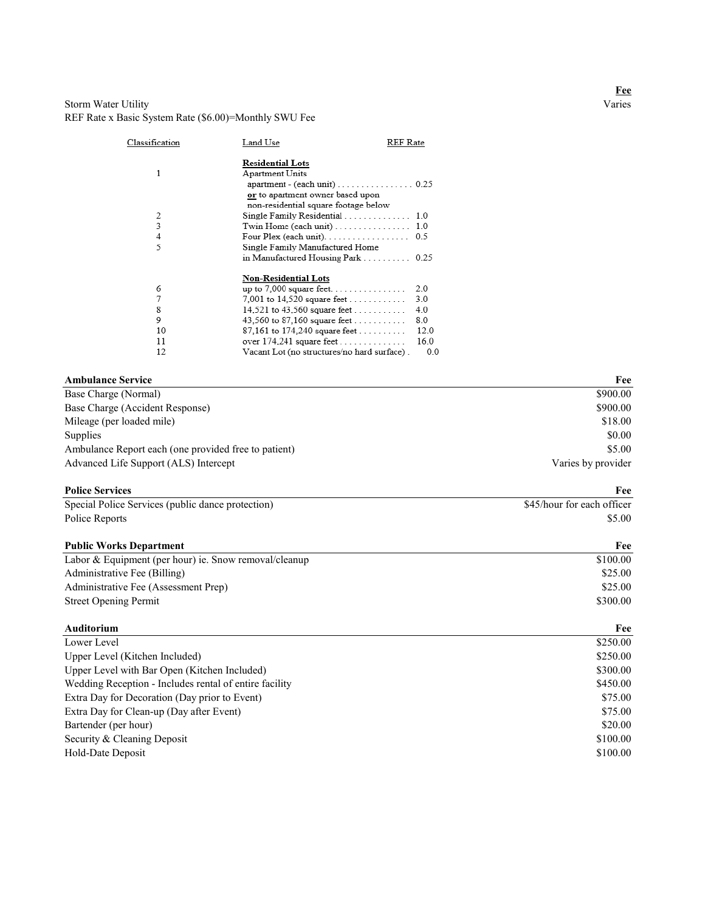| Storm Water Utility | **Fee** |
|---|---|
| REF Rate x Basic System Rate ($6.00)=Monthly SWU Fee | Varies |

| Classification | Land Use | REF Rate |
|---|---|---|
| | **Residential Lots** | |
| 1 | Apartment Units<br>apartment - (each unit) | 0.25 |
| | **or** to apartment owner based upon non-residential square footage below | |
| 2 | Single Family Residential | 1.0 |
| 3 | Twin Home (each unit) | 1.0 |
| 4 | Four Plex (each unit) | 0.5 |
| 5 | Single Family Manufactured Home in Manufactured Housing Park | 0.25 |
| | **Non-Residential Lots** | |
| 6 | up to 7,000 square feet | 2.0 |
| 7 | 7,001 to 14,520 square feet | 3.0 |
| 8 | 14,521 to 43,560 square feet | 4.0 |
| 9 | 43,560 to 87,160 square feet | 8.0 |
| 10 | 87,161 to 174,240 square feet | 12.0 |
| 11 | over 174,241 square feet | 16.0 |
| 12 | Vacant Lot (no structures/no hard surface) | 0.0 |

| **Ambulance Service** | **Fee** |
|---|---|
| Base Charge (Normal) | $900.00 |
| Base Charge (Accident Response) | $900.00 |
| Mileage (per loaded mile) | $18.00 |
| Supplies | $0.00 |
| Ambulance Report each (one provided free to patient) | $5.00 |
| Advanced Life Support (ALS) Intercept | Varies by provider |

| **Police Services** | **Fee** |
|---|---|
| Special Police Services (public dance protection) | $45/hour for each officer |
| Police Reports | $5.00 |

| **Public Works Department** | **Fee** |
|---|---|
| Labor & Equipment (per hour) ie. Snow removal/cleanup | $100.00 |
| Administrative Fee (Billing) | $25.00 |
| Administrative Fee (Assessment Prep) | $25.00 |
| Street Opening Permit | $300.00 |

| **Auditorium** | **Fee** |
|---|---|
| Lower Level | $250.00 |
| Upper Level (Kitchen Included) | $250.00 |
| Upper Level with Bar Open (Kitchen Included) | $300.00 |
| Wedding Reception - Includes rental of entire facility | $450.00 |
| Extra Day for Decoration (Day prior to Event) | $75.00 |
| Extra Day for Clean-up (Day after Event) | $75.00 |
| Bartender (per hour) | $20.00 |
| Security & Cleaning Deposit | $100.00 |
| Hold-Date Deposit | $100.00 |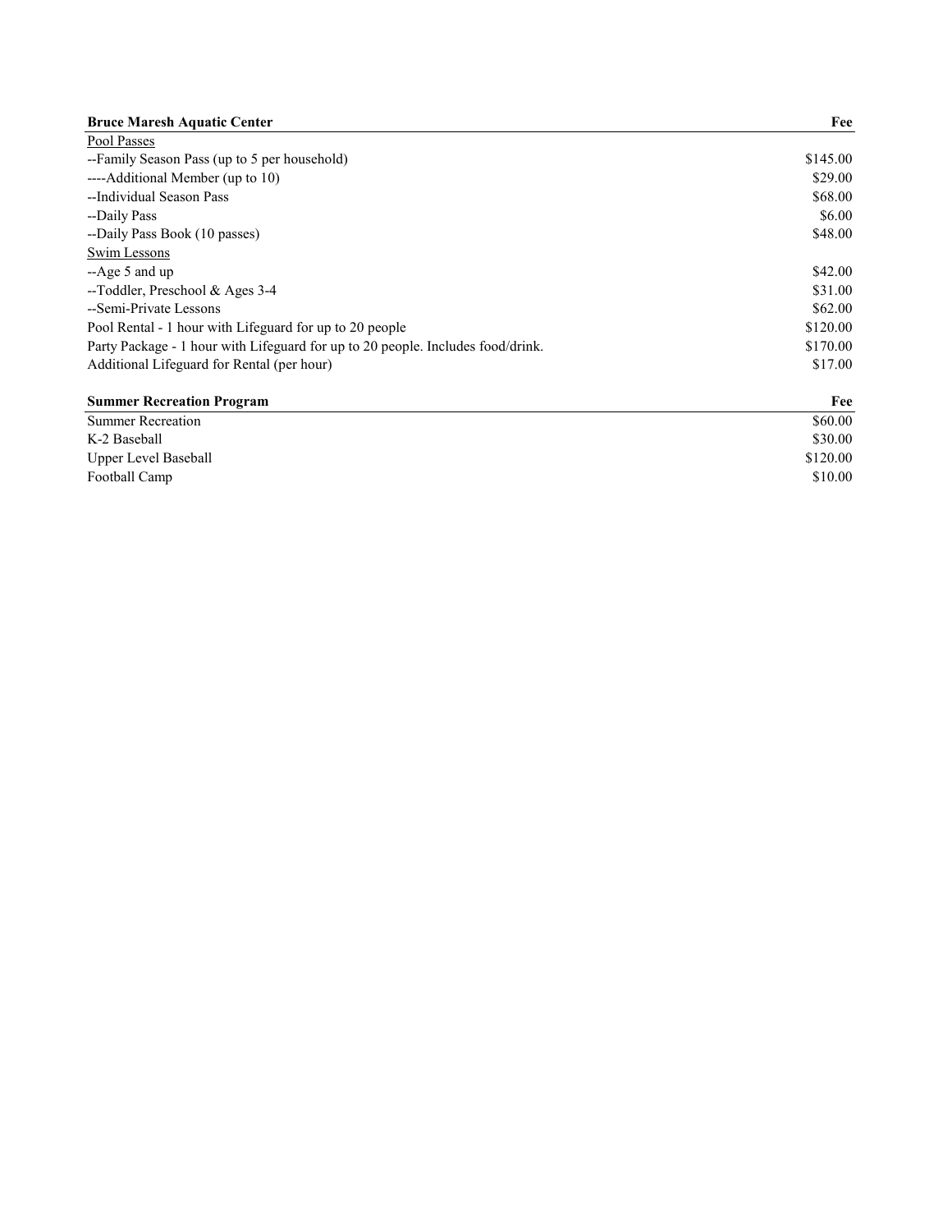| Bruce Maresh Aquatic Center | Fee |
| --- | --- |
| Pool Passes | |
| --Family Season Pass (up to 5 per household) | $145.00 |
| ----Additional Member (up to 10) | $29.00 |
| --Individual Season Pass | $68.00 |
| --Daily Pass | $6.00 |
| --Daily Pass Book (10 passes) | $48.00 |
| Swim Lessons | |
| --Age 5 and up | $42.00 |
| --Toddler, Preschool & Ages 3-4 | $31.00 |
| --Semi-Private Lessons | $62.00 |
| Pool Rental - 1 hour with Lifeguard for up to 20 people | $120.00 |
| Party Package - 1 hour with Lifeguard for up to 20 people. Includes food/drink. | $170.00 |
| Additional Lifeguard for Rental (per hour) | $17.00 |

| Summer Recreation Program | Fee |
| --- | --- |
| Summer Recreation | $60.00 |
| K-2 Baseball | $30.00 |
| Upper Level Baseball | $120.00 |
| Football Camp | $10.00 |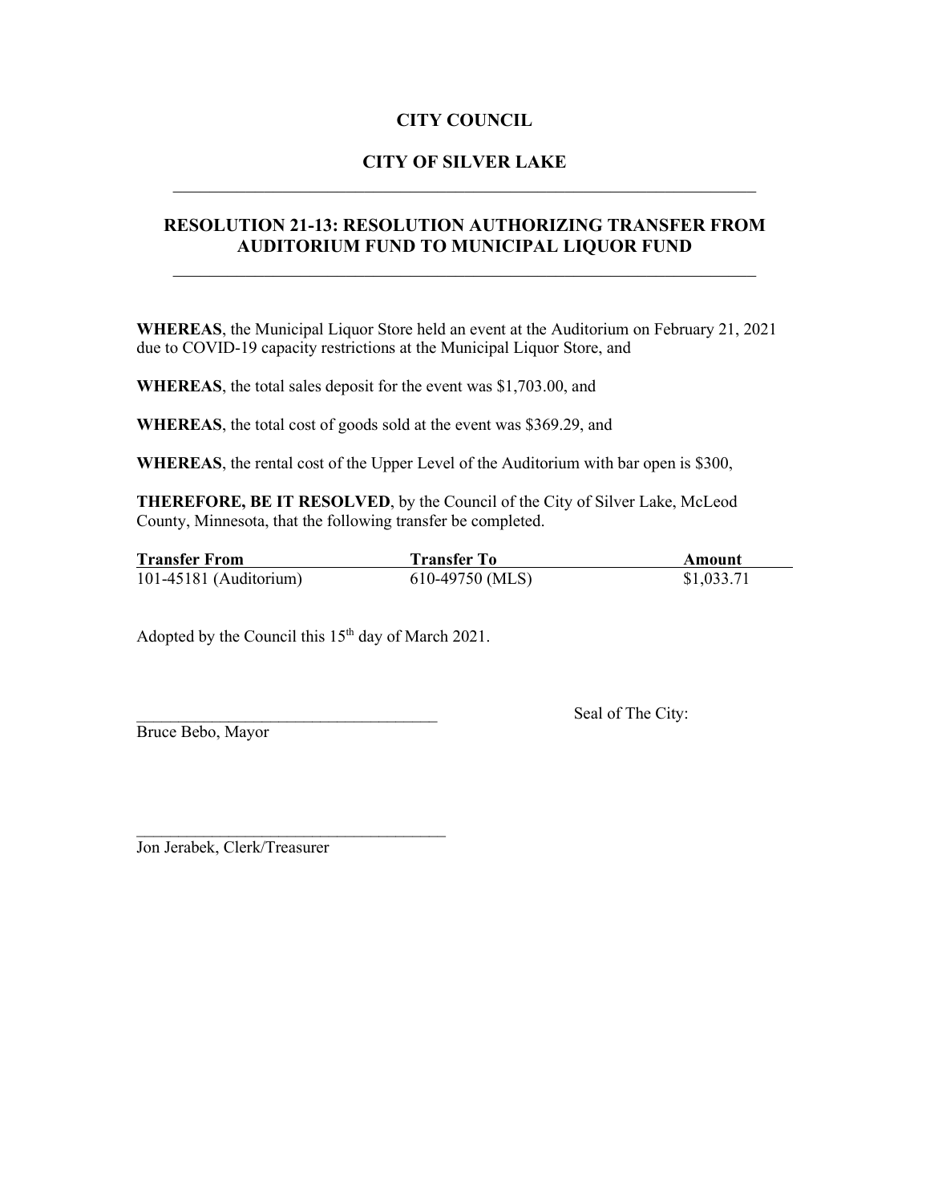**CITY COUNCIL**

**CITY OF SILVER LAKE**

---

**RESOLUTION 21-13: RESOLUTION AUTHORIZING TRANSFER FROM AUDITORIUM FUND TO MUNICIPAL LIQUOR FUND**

---

**WHEREAS**, the Municipal Liquor Store held an event at the Auditorium on February 21, 2021 due to COVID-19 capacity restrictions at the Municipal Liquor Store, and

**WHEREAS**, the total sales deposit for the event was $1,703.00, and

**WHEREAS**, the total cost of goods sold at the event was $369.29, and

**WHEREAS**, the rental cost of the Upper Level of the Auditorium with bar open is $300,

**THEREFORE, BE IT RESOLVED**, by the Council of the City of Silver Lake, McLeod County, Minnesota, that the following transfer be completed.

| Transfer From | Transfer To | Amount |
|---|---|---|
| 101-45181 (Auditorium) | 610-49750 (MLS) | $1,033.71 |

Adopted by the Council this 15th day of March 2021.

_____________________________________
Bruce Bebo, Mayor

Seal of The City:

_____________________________________
Jon Jerabek, Clerk/Treasurer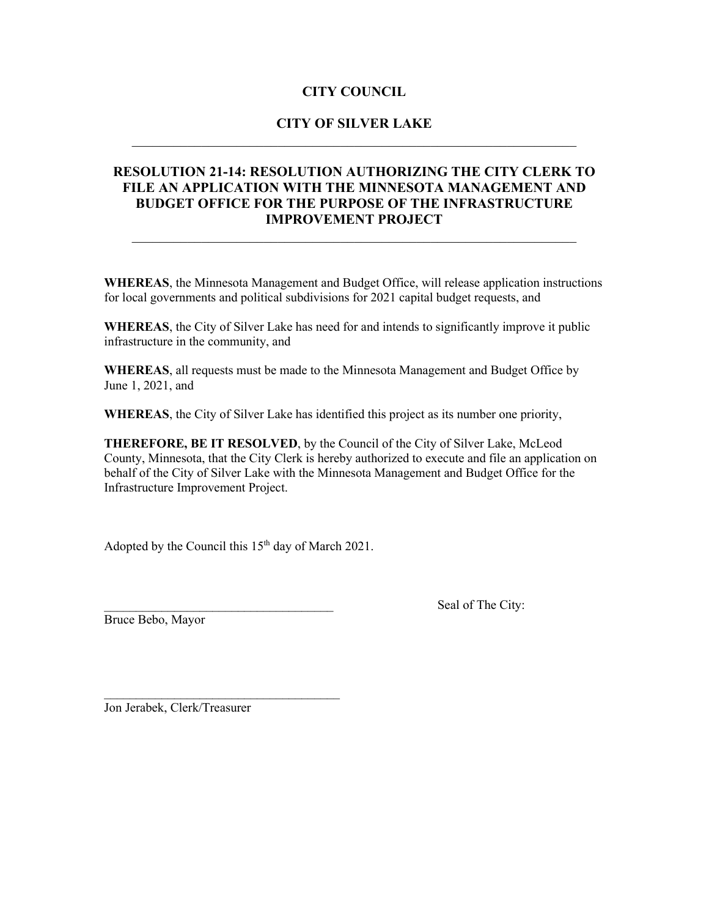**CITY COUNCIL**

**CITY OF SILVER LAKE**

---

**RESOLUTION 21-14: RESOLUTION AUTHORIZING THE CITY CLERK TO FILE AN APPLICATION WITH THE MINNESOTA MANAGEMENT AND BUDGET OFFICE FOR THE PURPOSE OF THE INFRASTRUCTURE IMPROVEMENT PROJECT**

---

**WHEREAS**, the Minnesota Management and Budget Office, will release application instructions for local governments and political subdivisions for 2021 capital budget requests, and

**WHEREAS**, the City of Silver Lake has need for and intends to significantly improve it public infrastructure in the community, and

**WHEREAS**, all requests must be made to the Minnesota Management and Budget Office by June 1, 2021, and

**WHEREAS**, the City of Silver Lake has identified this project as its number one priority,

**THEREFORE, BE IT RESOLVED**, by the Council of the City of Silver Lake, McLeod County, Minnesota, that the City Clerk is hereby authorized to execute and file an application on behalf of the City of Silver Lake with the Minnesota Management and Budget Office for the Infrastructure Improvement Project.

Adopted by the Council this 15th day of March 2021.

\_\_\_\_\_\_\_\_\_\_\_\_\_\_\_\_\_\_\_\_\_\_\_\_\_\_\_\_\_\_\_\_\_\_\_\_\_\_ Seal of The City:

Bruce Bebo, Mayor

\_\_\_\_\_\_\_\_\_\_\_\_\_\_\_\_\_\_\_\_\_\_\_\_\_\_\_\_\_\_\_\_\_\_\_\_\_\_

Jon Jerabek, Clerk/Treasurer